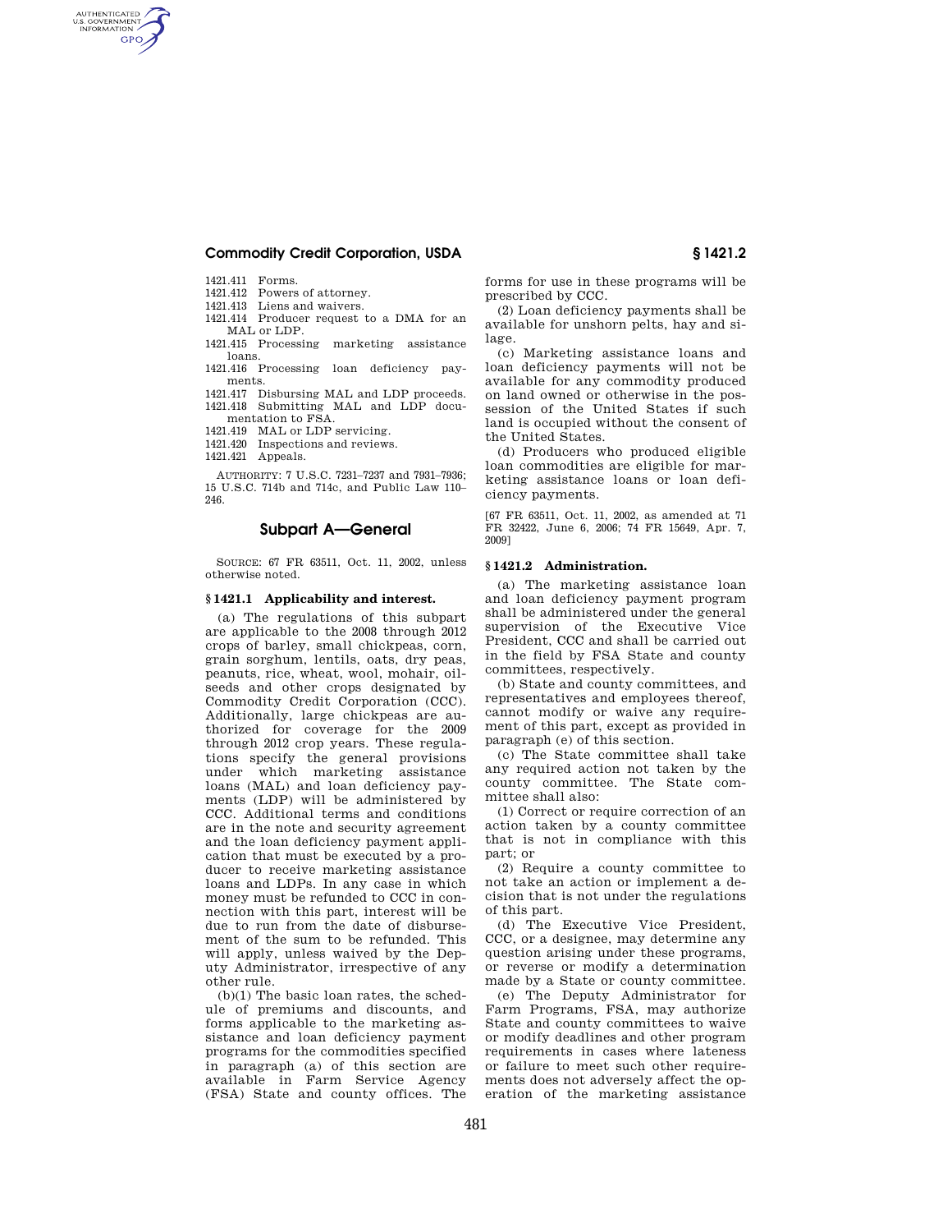1421.411 Forms.
1421.412 Powers of attorney.
1421.413 Liens and waivers.
1421.414 Producer request to a DMA for an MAL or LDP.
1421.415 Processing marketing assistance loans.
1421.416 Processing loan deficiency payments.
1421.417 Disbursing MAL and LDP proceeds.
1421.418 Submitting MAL and LDP documentation to FSA.
1421.419 MAL or LDP servicing.
1421.420 Inspections and reviews.
1421.421 Appeals.

AUTHORITY: 7 U.S.C. 7231–7237 and 7931–7936; 15 U.S.C. 714b and 714c, and Public Law 110–246.

## Subpart A—General

SOURCE: 67 FR 63511, Oct. 11, 2002, unless otherwise noted.

### § 1421.1 Applicability and interest.

(a) The regulations of this subpart are applicable to the 2008 through 2012 crops of barley, small chickpeas, corn, grain sorghum, lentils, oats, dry peas, peanuts, rice, wheat, wool, mohair, oilseeds and other crops designated by Commodity Credit Corporation (CCC). Additionally, large chickpeas are authorized for coverage for the 2009 through 2012 crop years. These regulations specify the general provisions under which marketing assistance loans (MAL) and loan deficiency payments (LDP) will be administered by CCC. Additional terms and conditions are in the note and security agreement and the loan deficiency payment application that must be executed by a producer to receive marketing assistance loans and LDPs. In any case in which money must be refunded to CCC in connection with this part, interest will be due to run from the date of disbursement of the sum to be refunded. This will apply, unless waived by the Deputy Administrator, irrespective of any other rule.

(b)(1) The basic loan rates, the schedule of premiums and discounts, and forms applicable to the marketing assistance and loan deficiency payment programs for the commodities specified in paragraph (a) of this section are available in Farm Service Agency (FSA) State and county offices. The forms for use in these programs will be prescribed by CCC.

(2) Loan deficiency payments shall be available for unshorn pelts, hay and silage.

(c) Marketing assistance loans and loan deficiency payments will not be available for any commodity produced on land owned or otherwise in the possession of the United States if such land is occupied without the consent of the United States.

(d) Producers who produced eligible loan commodities are eligible for marketing assistance loans or loan deficiency payments.

[67 FR 63511, Oct. 11, 2002, as amended at 71 FR 32422, June 6, 2006; 74 FR 15649, Apr. 7, 2009]

### § 1421.2 Administration.

(a) The marketing assistance loan and loan deficiency payment program shall be administered under the general supervision of the Executive Vice President, CCC and shall be carried out in the field by FSA State and county committees, respectively.

(b) State and county committees, and representatives and employees thereof, cannot modify or waive any requirement of this part, except as provided in paragraph (e) of this section.

(c) The State committee shall take any required action not taken by the county committee. The State committee shall also:

(1) Correct or require correction of an action taken by a county committee that is not in compliance with this part; or

(2) Require a county committee to not take an action or implement a decision that is not under the regulations of this part.

(d) The Executive Vice President, CCC, or a designee, may determine any question arising under these programs, or reverse or modify a determination made by a State or county committee.

(e) The Deputy Administrator for Farm Programs, FSA, may authorize State and county committees to waive or modify deadlines and other program requirements in cases where lateness or failure to meet such other requirements does not adversely affect the operation of the marketing assistance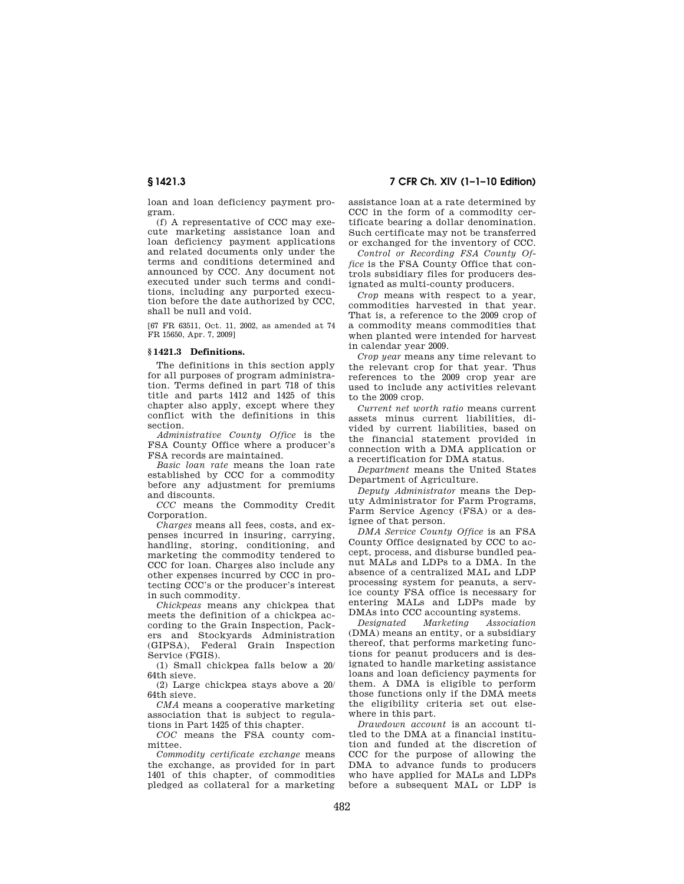loan and loan deficiency payment program.

(f) A representative of CCC may execute marketing assistance loan and loan deficiency payment applications and related documents only under the terms and conditions determined and announced by CCC. Any document not executed under such terms and conditions, including any purported execution before the date authorized by CCC, shall be null and void.

[67 FR 63511, Oct. 11, 2002, as amended at 74 FR 15650, Apr. 7, 2009]

### § 1421.3 Definitions.

The definitions in this section apply for all purposes of program administration. Terms defined in part 718 of this title and parts 1412 and 1425 of this chapter also apply, except where they conflict with the definitions in this section.

*Administrative County Office* is the FSA County Office where a producer's FSA records are maintained.

*Basic loan rate* means the loan rate established by CCC for a commodity before any adjustment for premiums and discounts.

*CCC* means the Commodity Credit Corporation.

*Charges* means all fees, costs, and expenses incurred in insuring, carrying, handling, storing, conditioning, and marketing the commodity tendered to CCC for loan. Charges also include any other expenses incurred by CCC in protecting CCC's or the producer's interest in such commodity.

*Chickpeas* means any chickpea that meets the definition of a chickpea according to the Grain Inspection, Packers and Stockyards Administration (GIPSA), Federal Grain Inspection Service (FGIS).

(1) Small chickpea falls below a 20/64th sieve.

(2) Large chickpea stays above a 20/64th sieve.

*CMA* means a cooperative marketing association that is subject to regulations in Part 1425 of this chapter.

*COC* means the FSA county committee.

*Commodity certificate exchange* means the exchange, as provided for in part 1401 of this chapter, of commodities pledged as collateral for a marketing assistance loan at a rate determined by CCC in the form of a commodity certificate bearing a dollar denomination. Such certificate may not be transferred or exchanged for the inventory of CCC.

*Control or Recording FSA County Office* is the FSA County Office that controls subsidiary files for producers designated as multi-county producers.

*Crop* means with respect to a year, commodities harvested in that year. That is, a reference to the 2009 crop of a commodity means commodities that when planted were intended for harvest in calendar year 2009.

*Crop year* means any time relevant to the relevant crop for that year. Thus references to the 2009 crop year are used to include any activities relevant to the 2009 crop.

*Current net worth ratio* means current assets minus current liabilities, divided by current liabilities, based on the financial statement provided in connection with a DMA application or a recertification for DMA status.

*Department* means the United States Department of Agriculture.

*Deputy Administrator* means the Deputy Administrator for Farm Programs, Farm Service Agency (FSA) or a designee of that person.

*DMA Service County Office* is an FSA County Office designated by CCC to accept, process, and disburse bundled peanut MALs and LDPs to a DMA. In the absence of a centralized MAL and LDP processing system for peanuts, a service county FSA office is necessary for entering MALs and LDPs made by DMAs into CCC accounting systems.

*Designated Marketing Association* (DMA) means an entity, or a subsidiary thereof, that performs marketing functions for peanut producers and is designated to handle marketing assistance loans and loan deficiency payments for them. A DMA is eligible to perform those functions only if the DMA meets the eligibility criteria set out elsewhere in this part.

*Drawdown account* is an account titled to the DMA at a financial institution and funded at the discretion of CCC for the purpose of allowing the DMA to advance funds to producers who have applied for MALs and LDPs before a subsequent MAL or LDP is